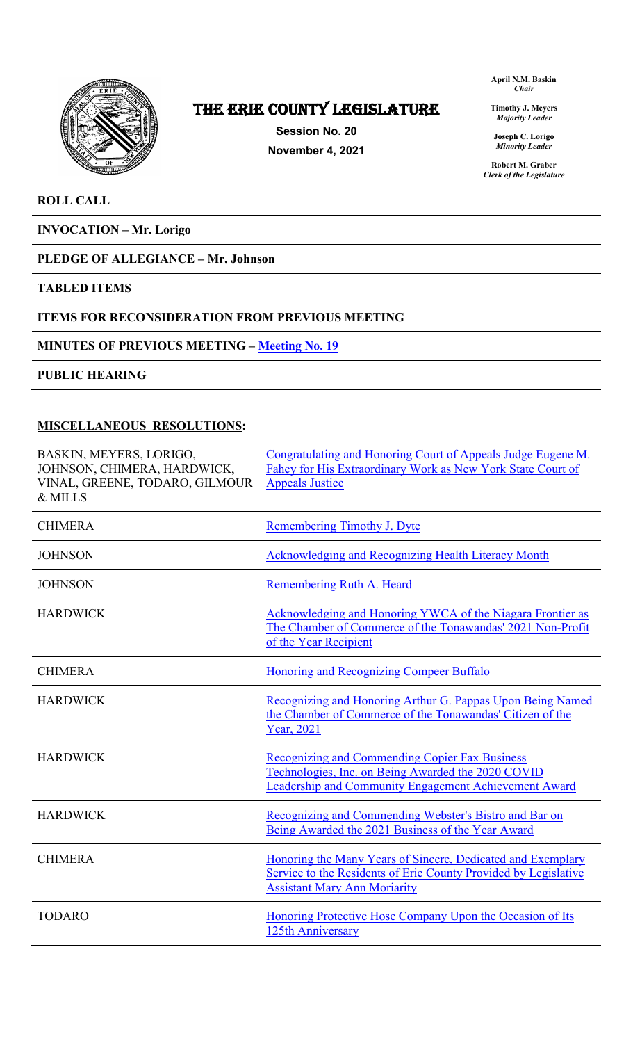# THE ERIE COUNTY LEGISLATURE

**Session No. 20**

**November 4, 2021**

**April N.M. Baskin**
*Chair*

**Timothy J. Meyers**
*Majority Leader*

**Joseph C. Lorigo**
*Minority Leader*

**Robert M. Graber**
*Clerk of the Legislature*

**ROLL CALL**

**INVOCATION – Mr. Lorigo**

**PLEDGE OF ALLEGIANCE – Mr. Johnson**

**TABLED ITEMS**

**ITEMS FOR RECONSIDERATION FROM PREVIOUS MEETING**

**MINUTES OF PREVIOUS MEETING – Meeting No. 19**

**PUBLIC HEARING**

**MISCELLANEOUS RESOLUTIONS:**

| | |
|---|---|
| BASKIN, MEYERS, LORIGO, JOHNSON, CHIMERA, HARDWICK, VINAL, GREENE, TODARO, GILMOUR & MILLS | Congratulating and Honoring Court of Appeals Judge Eugene M. Fahey for His Extraordinary Work as New York State Court of Appeals Justice |
| CHIMERA | Remembering Timothy J. Dyte |
| JOHNSON | Acknowledging and Recognizing Health Literacy Month |
| JOHNSON | Remembering Ruth A. Heard |
| HARDWICK | Acknowledging and Honoring YWCA of the Niagara Frontier as The Chamber of Commerce of the Tonawandas' 2021 Non-Profit of the Year Recipient |
| CHIMERA | Honoring and Recognizing Compeer Buffalo |
| HARDWICK | Recognizing and Honoring Arthur G. Pappas Upon Being Named the Chamber of Commerce of the Tonawandas' Citizen of the Year, 2021 |
| HARDWICK | Recognizing and Commending Copier Fax Business Technologies, Inc. on Being Awarded the 2020 COVID Leadership and Community Engagement Achievement Award |
| HARDWICK | Recognizing and Commending Webster's Bistro and Bar on Being Awarded the 2021 Business of the Year Award |
| CHIMERA | Honoring the Many Years of Sincere, Dedicated and Exemplary Service to the Residents of Erie County Provided by Legislative Assistant Mary Ann Moriarity |
| TODARO | Honoring Protective Hose Company Upon the Occasion of Its 125th Anniversary |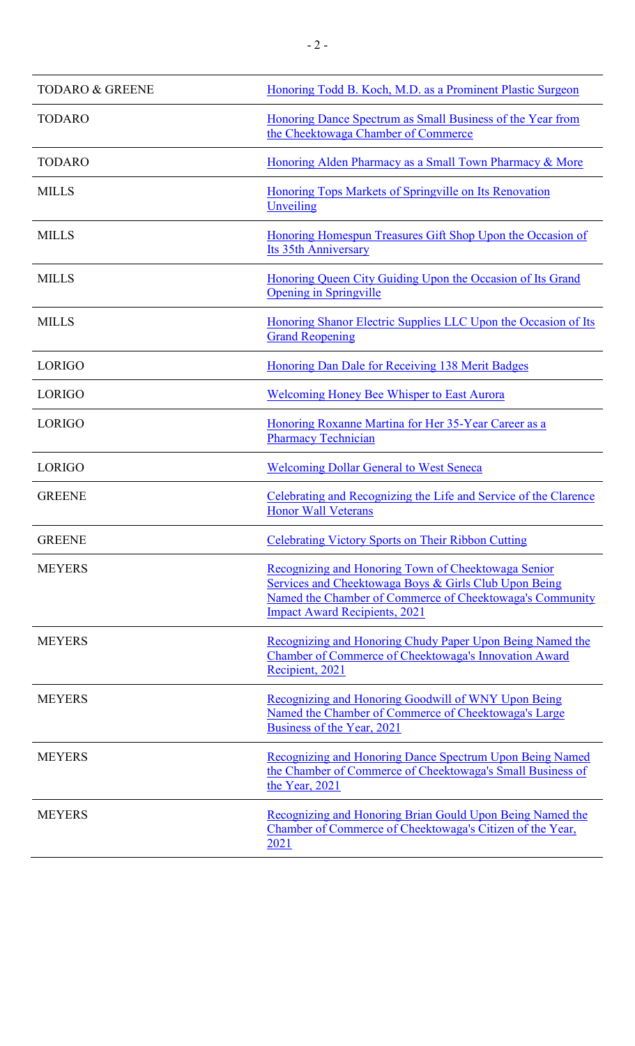| | |
|---|---|
| TODARO & GREENE | Honoring Todd B. Koch, M.D. as a Prominent Plastic Surgeon |
| TODARO | Honoring Dance Spectrum as Small Business of the Year from the Cheektowaga Chamber of Commerce |
| TODARO | Honoring Alden Pharmacy as a Small Town Pharmacy & More |
| MILLS | Honoring Tops Markets of Springville on Its Renovation Unveiling |
| MILLS | Honoring Homespun Treasures Gift Shop Upon the Occasion of Its 35th Anniversary |
| MILLS | Honoring Queen City Guiding Upon the Occasion of Its Grand Opening in Springville |
| MILLS | Honoring Shanor Electric Supplies LLC Upon the Occasion of Its Grand Reopening |
| LORIGO | Honoring Dan Dale for Receiving 138 Merit Badges |
| LORIGO | Welcoming Honey Bee Whisper to East Aurora |
| LORIGO | Honoring Roxanne Martina for Her 35-Year Career as a Pharmacy Technician |
| LORIGO | Welcoming Dollar General to West Seneca |
| GREENE | Celebrating and Recognizing the Life and Service of the Clarence Honor Wall Veterans |
| GREENE | Celebrating Victory Sports on Their Ribbon Cutting |
| MEYERS | Recognizing and Honoring Town of Cheektowaga Senior Services and Cheektowaga Boys & Girls Club Upon Being Named the Chamber of Commerce of Cheektowaga's Community Impact Award Recipients, 2021 |
| MEYERS | Recognizing and Honoring Chudy Paper Upon Being Named the Chamber of Commerce of Cheektowaga's Innovation Award Recipient, 2021 |
| MEYERS | Recognizing and Honoring Goodwill of WNY Upon Being Named the Chamber of Commerce of Cheektowaga's Large Business of the Year, 2021 |
| MEYERS | Recognizing and Honoring Dance Spectrum Upon Being Named the Chamber of Commerce of Cheektowaga's Small Business of the Year, 2021 |
| MEYERS | Recognizing and Honoring Brian Gould Upon Being Named the Chamber of Commerce of Cheektowaga's Citizen of the Year, 2021 |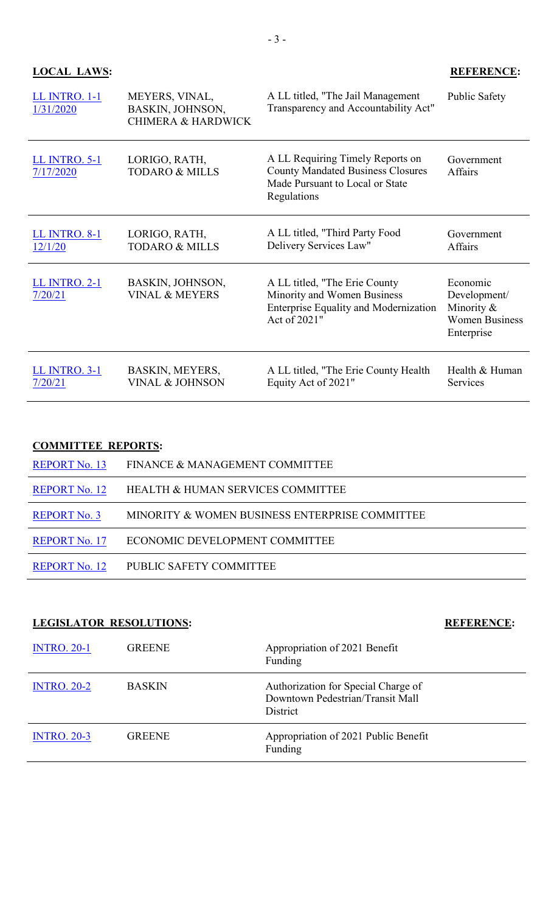| **LOCAL LAWS:** | | | **REFERENCE:** |
|---|---|---|---|
| LL INTRO. 1-1 1/31/2020 | MEYERS, VINAL, BASKIN, JOHNSON, CHIMERA & HARDWICK | A LL titled, "The Jail Management Transparency and Accountability Act" | Public Safety |
| LL INTRO. 5-1 7/17/2020 | LORIGO, RATH, TODARO & MILLS | A LL Requiring Timely Reports on County Mandated Business Closures Made Pursuant to Local or State Regulations | Government Affairs |
| LL INTRO. 8-1 12/1/20 | LORIGO, RATH, TODARO & MILLS | A LL titled, "Third Party Food Delivery Services Law" | Government Affairs |
| LL INTRO. 2-1 7/20/21 | BASKIN, JOHNSON, VINAL & MEYERS | A LL titled, "The Erie County Minority and Women Business Enterprise Equality and Modernization Act of 2021" | Economic Development/ Minority & Women Business Enterprise |
| LL INTRO. 3-1 7/20/21 | BASKIN, MEYERS, VINAL & JOHNSON | A LL titled, "The Erie County Health Equity Act of 2021" | Health & Human Services |

**COMMITTEE REPORTS:**

| | |
|---|---|
| REPORT No. 13 | FINANCE & MANAGEMENT COMMITTEE |
| REPORT No. 12 | HEALTH & HUMAN SERVICES COMMITTEE |
| REPORT No. 3 | MINORITY & WOMEN BUSINESS ENTERPRISE COMMITTEE |
| REPORT No. 17 | ECONOMIC DEVELOPMENT COMMITTEE |
| REPORT No. 12 | PUBLIC SAFETY COMMITTEE |

| **LEGISLATOR RESOLUTIONS:** | | | **REFERENCE:** |
|---|---|---|---|
| INTRO. 20-1 | GREENE | Appropriation of 2021 Benefit Funding | |
| INTRO. 20-2 | BASKIN | Authorization for Special Charge of Downtown Pedestrian/Transit Mall District | |
| INTRO. 20-3 | GREENE | Appropriation of 2021 Public Benefit Funding | |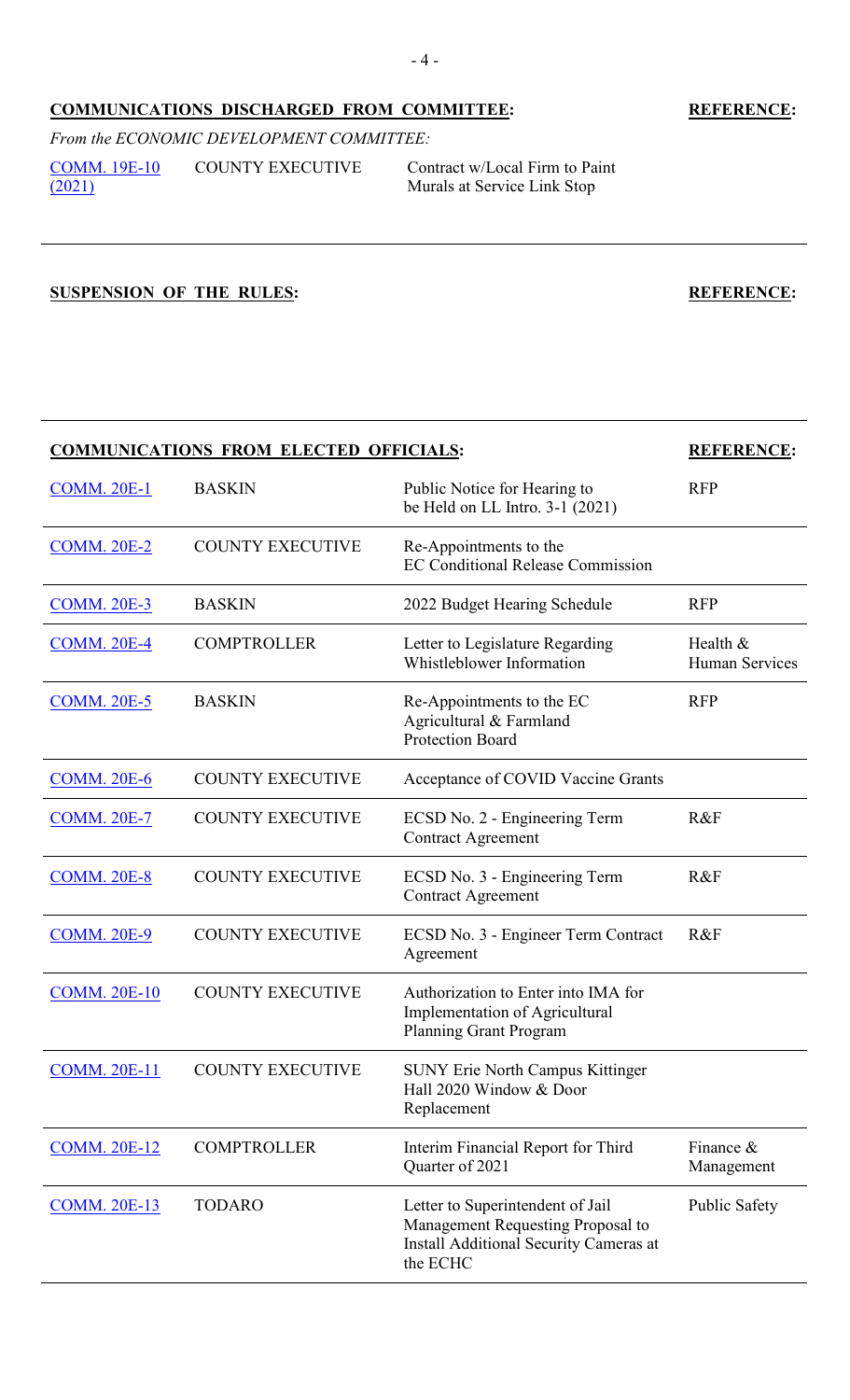**COMMUNICATIONS DISCHARGED FROM COMMITTEE:** **REFERENCE:**

*From the ECONOMIC DEVELOPMENT COMMITTEE:*

| | | | |
|---|---|---|---|
| COMM. 19E-10 (2021) | COUNTY EXECUTIVE | Contract w/Local Firm to Paint Murals at Service Link Stop | |

---

**SUSPENSION OF THE RULES:** **REFERENCE:**

---

| **COMMUNICATIONS FROM ELECTED OFFICIALS:** | | | **REFERENCE:** |
|---|---|---|---|
| COMM. 20E-1 | BASKIN | Public Notice for Hearing to be Held on LL Intro. 3-1 (2021) | RFP |
| COMM. 20E-2 | COUNTY EXECUTIVE | Re-Appointments to the EC Conditional Release Commission | |
| COMM. 20E-3 | BASKIN | 2022 Budget Hearing Schedule | RFP |
| COMM. 20E-4 | COMPTROLLER | Letter to Legislature Regarding Whistleblower Information | Health & Human Services |
| COMM. 20E-5 | BASKIN | Re-Appointments to the EC Agricultural & Farmland Protection Board | RFP |
| COMM. 20E-6 | COUNTY EXECUTIVE | Acceptance of COVID Vaccine Grants | |
| COMM. 20E-7 | COUNTY EXECUTIVE | ECSD No. 2 - Engineering Term Contract Agreement | R&F |
| COMM. 20E-8 | COUNTY EXECUTIVE | ECSD No. 3 - Engineering Term Contract Agreement | R&F |
| COMM. 20E-9 | COUNTY EXECUTIVE | ECSD No. 3 - Engineer Term Contract Agreement | R&F |
| COMM. 20E-10 | COUNTY EXECUTIVE | Authorization to Enter into IMA for Implementation of Agricultural Planning Grant Program | |
| COMM. 20E-11 | COUNTY EXECUTIVE | SUNY Erie North Campus Kittinger Hall 2020 Window & Door Replacement | |
| COMM. 20E-12 | COMPTROLLER | Interim Financial Report for Third Quarter of 2021 | Finance & Management |
| COMM. 20E-13 | TODARO | Letter to Superintendent of Jail Management Requesting Proposal to Install Additional Security Cameras at the ECHC | Public Safety |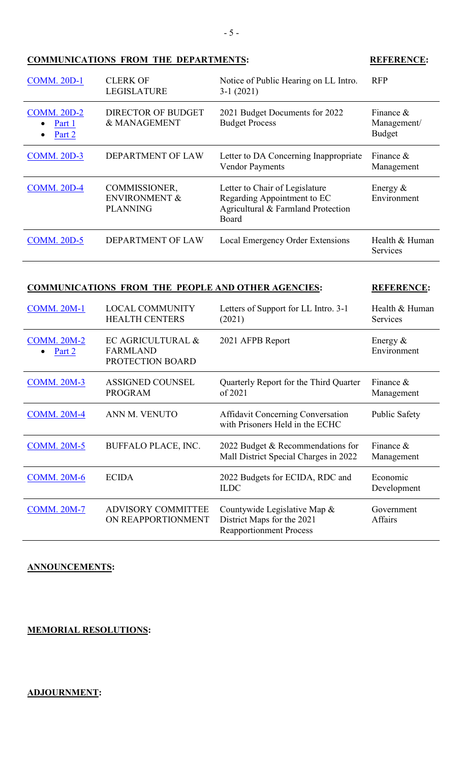| **COMMUNICATIONS FROM THE DEPARTMENTS:** | | | **REFERENCE:** |
|---|---|---|---|
| COMM. 20D-1 | CLERK OF LEGISLATURE | Notice of Public Hearing on LL Intro. 3-1 (2021) | RFP |
| COMM. 20D-2<br>• Part 1<br>• Part 2 | DIRECTOR OF BUDGET & MANAGEMENT | 2021 Budget Documents for 2022 Budget Process | Finance & Management/ Budget |
| COMM. 20D-3 | DEPARTMENT OF LAW | Letter to DA Concerning Inappropriate Vendor Payments | Finance & Management |
| COMM. 20D-4 | COMMISSIONER, ENVIRONMENT & PLANNING | Letter to Chair of Legislature Regarding Appointment to EC Agricultural & Farmland Protection Board | Energy & Environment |
| COMM. 20D-5 | DEPARTMENT OF LAW | Local Emergency Order Extensions | Health & Human Services |

| **COMMUNICATIONS FROM THE PEOPLE AND OTHER AGENCIES:** | | | **REFERENCE:** |
|---|---|---|---|
| COMM. 20M-1 | LOCAL COMMUNITY HEALTH CENTERS | Letters of Support for LL Intro. 3-1 (2021) | Health & Human Services |
| COMM. 20M-2<br>• Part 2 | EC AGRICULTURAL & FARMLAND PROTECTION BOARD | 2021 AFPB Report | Energy & Environment |
| COMM. 20M-3 | ASSIGNED COUNSEL PROGRAM | Quarterly Report for the Third Quarter of 2021 | Finance & Management |
| COMM. 20M-4 | ANN M. VENUTO | Affidavit Concerning Conversation with Prisoners Held in the ECHC | Public Safety |
| COMM. 20M-5 | BUFFALO PLACE, INC. | 2022 Budget & Recommendations for Mall District Special Charges in 2022 | Finance & Management |
| COMM. 20M-6 | ECIDA | 2022 Budgets for ECIDA, RDC and ILDC | Economic Development |
| COMM. 20M-7 | ADVISORY COMMITTEE ON REAPPORTIONMENT | Countywide Legislative Map & District Maps for the 2021 Reapportionment Process | Government Affairs |

**ANNOUNCEMENTS:**

**MEMORIAL RESOLUTIONS:**

**ADJOURNMENT:**